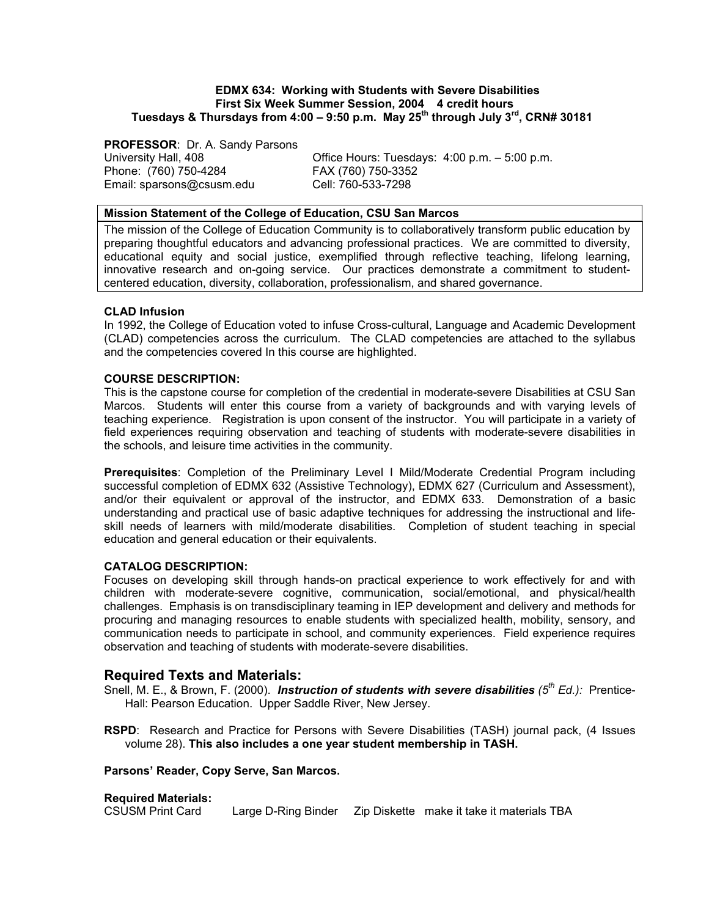**EDMX 634: Working with Students with Severe Disabilities**
**First Six Week Summer Session, 2004 4 credit hours**
**Tuesdays & Thursdays from 4:00 – 9:50 p.m. May 25th through July 3rd, CRN# 30181**

**PROFESSOR**: Dr. A. Sandy Parsons
University Hall, 408
Phone: (760) 750-4284
Email: sparsons@csusm.edu

Office Hours: Tuesdays: 4:00 p.m. – 5:00 p.m.
FAX (760) 750-3352
Cell: 760-533-7298

| **Mission Statement of the College of Education, CSU San Marcos** |
|---|
| The mission of the College of Education Community is to collaboratively transform public education by preparing thoughtful educators and advancing professional practices. We are committed to diversity, educational equity and social justice, exemplified through reflective teaching, lifelong learning, innovative research and on-going service. Our practices demonstrate a commitment to student-centered education, diversity, collaboration, professionalism, and shared governance. |

**CLAD Infusion**
In 1992, the College of Education voted to infuse Cross-cultural, Language and Academic Development (CLAD) competencies across the curriculum. The CLAD competencies are attached to the syllabus and the competencies covered In this course are highlighted.

**COURSE DESCRIPTION:**
This is the capstone course for completion of the credential in moderate-severe Disabilities at CSU San Marcos. Students will enter this course from a variety of backgrounds and with varying levels of teaching experience. Registration is upon consent of the instructor. You will participate in a variety of field experiences requiring observation and teaching of students with moderate-severe disabilities in the schools, and leisure time activities in the community.

**Prerequisites**: Completion of the Preliminary Level I Mild/Moderate Credential Program including successful completion of EDMX 632 (Assistive Technology), EDMX 627 (Curriculum and Assessment), and/or their equivalent or approval of the instructor, and EDMX 633. Demonstration of a basic understanding and practical use of basic adaptive techniques for addressing the instructional and life-skill needs of learners with mild/moderate disabilities. Completion of student teaching in special education and general education or their equivalents.

**CATALOG DESCRIPTION:**
Focuses on developing skill through hands-on practical experience to work effectively for and with children with moderate-severe cognitive, communication, social/emotional, and physical/health challenges. Emphasis is on transdisciplinary teaming in IEP development and delivery and methods for procuring and managing resources to enable students with specialized health, mobility, sensory, and communication needs to participate in school, and community experiences. Field experience requires observation and teaching of students with moderate-severe disabilities.

## Required Texts and Materials:

Snell, M. E., & Brown, F. (2000). ***Instruction of students with severe disabilities*** *(5th Ed.):* Prentice-Hall: Pearson Education. Upper Saddle River, New Jersey.

**RSPD**: Research and Practice for Persons with Severe Disabilities (TASH) journal pack, (4 Issues volume 28). **This also includes a one year student membership in TASH.**

**Parsons' Reader, Copy Serve, San Marcos.**

**Required Materials:**
CSUSM Print Card    Large D-Ring Binder    Zip Diskette    make it take it materials TBA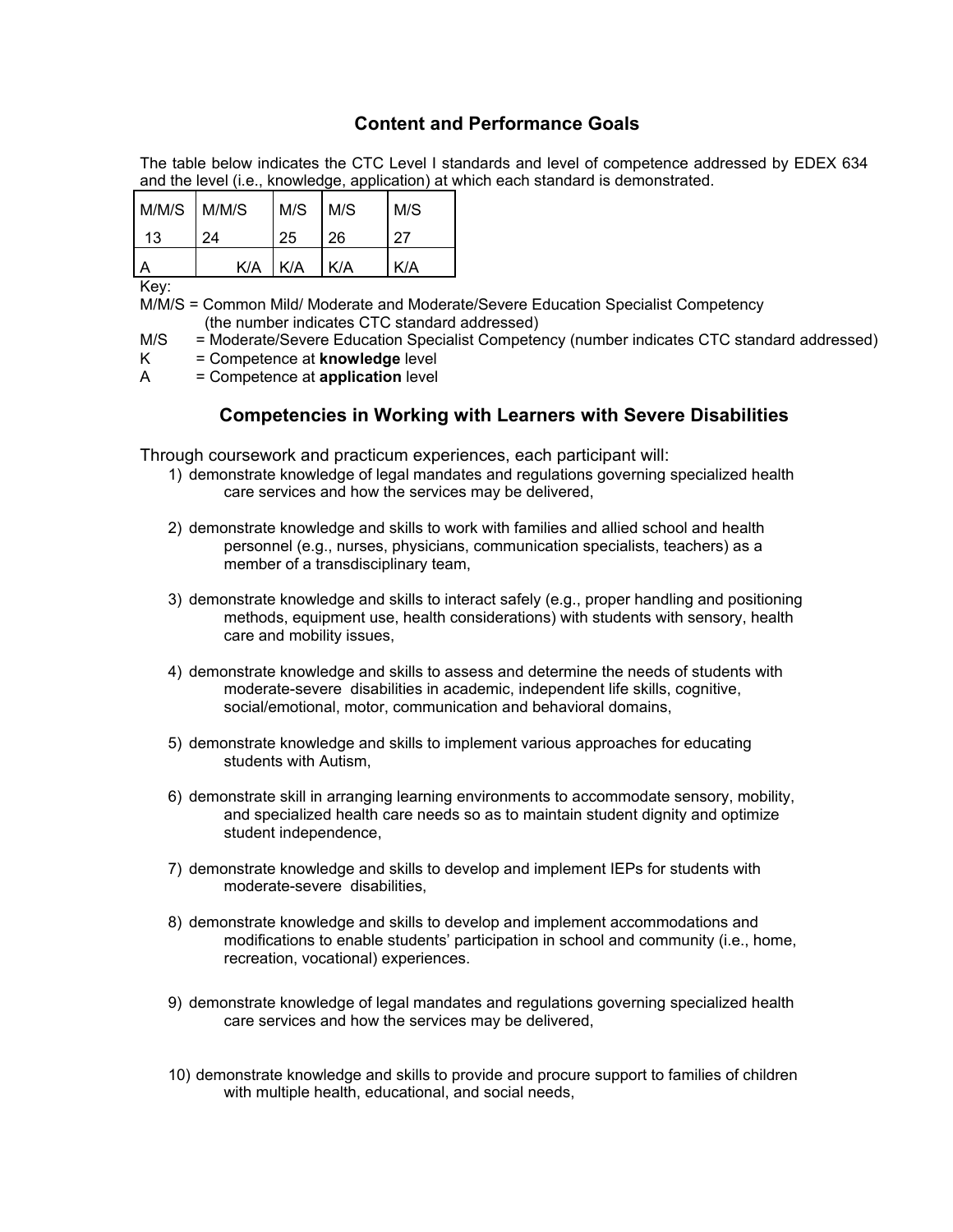## Content and Performance Goals

The table below indicates the CTC Level I standards and level of competence addressed by EDEX 634 and the level (i.e., knowledge, application) at which each standard is demonstrated.

| M/M/S 13 | M/M/S 24 | M/S 25 | M/S 26 | M/S 27 |
|---|---|---|---|---|
| A | K/A | K/A | K/A | K/A |

Key:

M/M/S = Common Mild/ Moderate and Moderate/Severe Education Specialist Competency (the number indicates CTC standard addressed)

M/S = Moderate/Severe Education Specialist Competency (number indicates CTC standard addressed)

K = Competence at **knowledge** level

A = Competence at **application** level

## Competencies in Working with Learners with Severe Disabilities

Through coursework and practicum experiences, each participant will:

1) demonstrate knowledge of legal mandates and regulations governing specialized health care services and how the services may be delivered,

2) demonstrate knowledge and skills to work with families and allied school and health personnel (e.g., nurses, physicians, communication specialists, teachers) as a member of a transdisciplinary team,

3) demonstrate knowledge and skills to interact safely (e.g., proper handling and positioning methods, equipment use, health considerations) with students with sensory, health care and mobility issues,

4) demonstrate knowledge and skills to assess and determine the needs of students with moderate-severe disabilities in academic, independent life skills, cognitive, social/emotional, motor, communication and behavioral domains,

5) demonstrate knowledge and skills to implement various approaches for educating students with Autism,

6) demonstrate skill in arranging learning environments to accommodate sensory, mobility, and specialized health care needs so as to maintain student dignity and optimize student independence,

7) demonstrate knowledge and skills to develop and implement IEPs for students with moderate-severe disabilities,

8) demonstrate knowledge and skills to develop and implement accommodations and modifications to enable students' participation in school and community (i.e., home, recreation, vocational) experiences.

9) demonstrate knowledge of legal mandates and regulations governing specialized health care services and how the services may be delivered,

10) demonstrate knowledge and skills to provide and procure support to families of children with multiple health, educational, and social needs,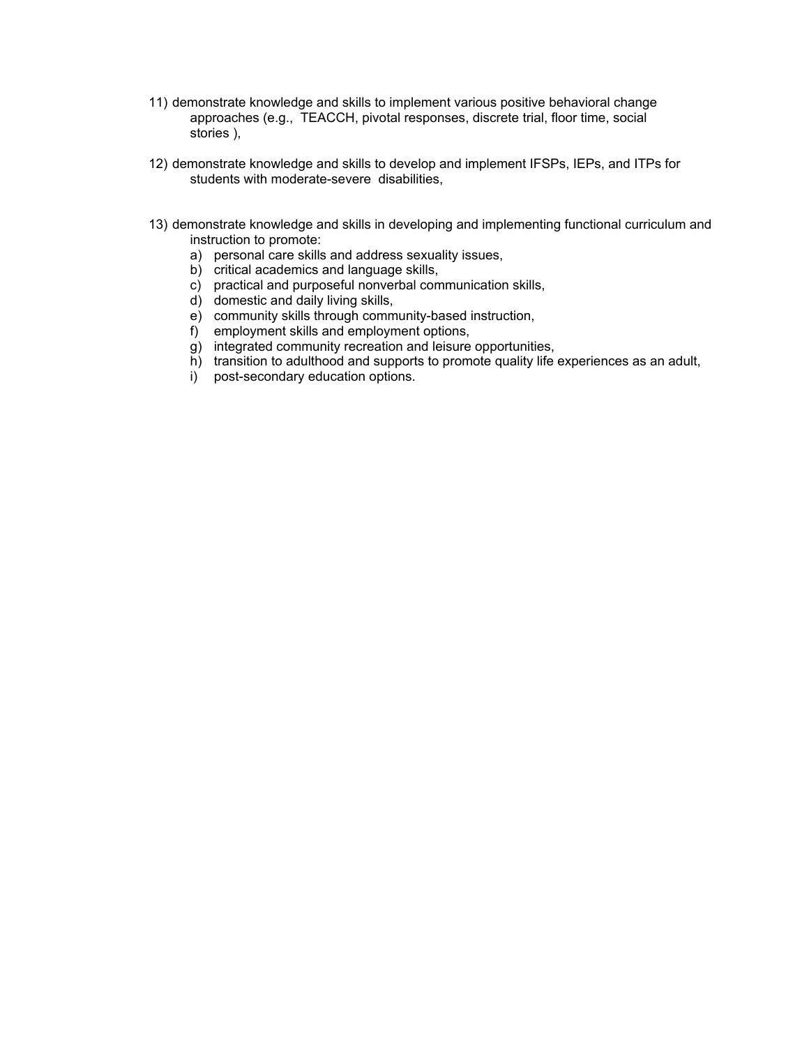11) demonstrate knowledge and skills to implement various positive behavioral change approaches (e.g., TEACCH, pivotal responses, discrete trial, floor time, social stories ),

12) demonstrate knowledge and skills to develop and implement IFSPs, IEPs, and ITPs for students with moderate-severe disabilities,

13) demonstrate knowledge and skills in developing and implementing functional curriculum and instruction to promote:
    a) personal care skills and address sexuality issues,
    b) critical academics and language skills,
    c) practical and purposeful nonverbal communication skills,
    d) domestic and daily living skills,
    e) community skills through community-based instruction,
    f) employment skills and employment options,
    g) integrated community recreation and leisure opportunities,
    h) transition to adulthood and supports to promote quality life experiences as an adult,
    i) post-secondary education options.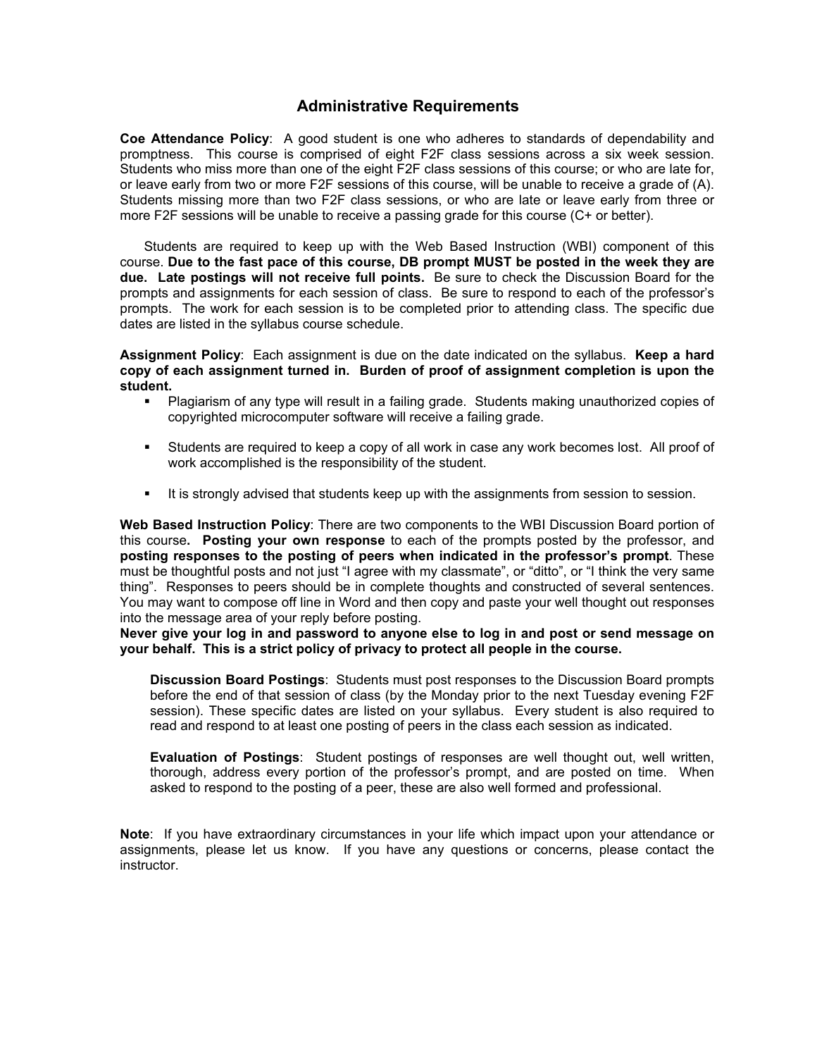## Administrative Requirements

**Coe Attendance Policy**: A good student is one who adheres to standards of dependability and promptness. This course is comprised of eight F2F class sessions across a six week session. Students who miss more than one of the eight F2F class sessions of this course; or who are late for, or leave early from two or more F2F sessions of this course, will be unable to receive a grade of (A). Students missing more than two F2F class sessions, or who are late or leave early from three or more F2F sessions will be unable to receive a passing grade for this course (C+ or better).

Students are required to keep up with the Web Based Instruction (WBI) component of this course. **Due to the fast pace of this course, DB prompt MUST be posted in the week they are due. Late postings will not receive full points.** Be sure to check the Discussion Board for the prompts and assignments for each session of class. Be sure to respond to each of the professor's prompts. The work for each session is to be completed prior to attending class. The specific due dates are listed in the syllabus course schedule.

**Assignment Policy**: Each assignment is due on the date indicated on the syllabus. **Keep a hard copy of each assignment turned in. Burden of proof of assignment completion is upon the student.**

- Plagiarism of any type will result in a failing grade. Students making unauthorized copies of copyrighted microcomputer software will receive a failing grade.
- Students are required to keep a copy of all work in case any work becomes lost. All proof of work accomplished is the responsibility of the student.
- It is strongly advised that students keep up with the assignments from session to session.

**Web Based Instruction Policy**: There are two components to the WBI Discussion Board portion of this course**. Posting your own response** to each of the prompts posted by the professor, and **posting responses to the posting of peers when indicated in the professor's prompt**. These must be thoughtful posts and not just "I agree with my classmate", or "ditto", or "I think the very same thing". Responses to peers should be in complete thoughts and constructed of several sentences. You may want to compose off line in Word and then copy and paste your well thought out responses into the message area of your reply before posting.

**Never give your log in and password to anyone else to log in and post or send message on your behalf. This is a strict policy of privacy to protect all people in the course.**

**Discussion Board Postings**: Students must post responses to the Discussion Board prompts before the end of that session of class (by the Monday prior to the next Tuesday evening F2F session). These specific dates are listed on your syllabus. Every student is also required to read and respond to at least one posting of peers in the class each session as indicated.

**Evaluation of Postings**: Student postings of responses are well thought out, well written, thorough, address every portion of the professor's prompt, and are posted on time. When asked to respond to the posting of a peer, these are also well formed and professional.

**Note**: If you have extraordinary circumstances in your life which impact upon your attendance or assignments, please let us know. If you have any questions or concerns, please contact the instructor.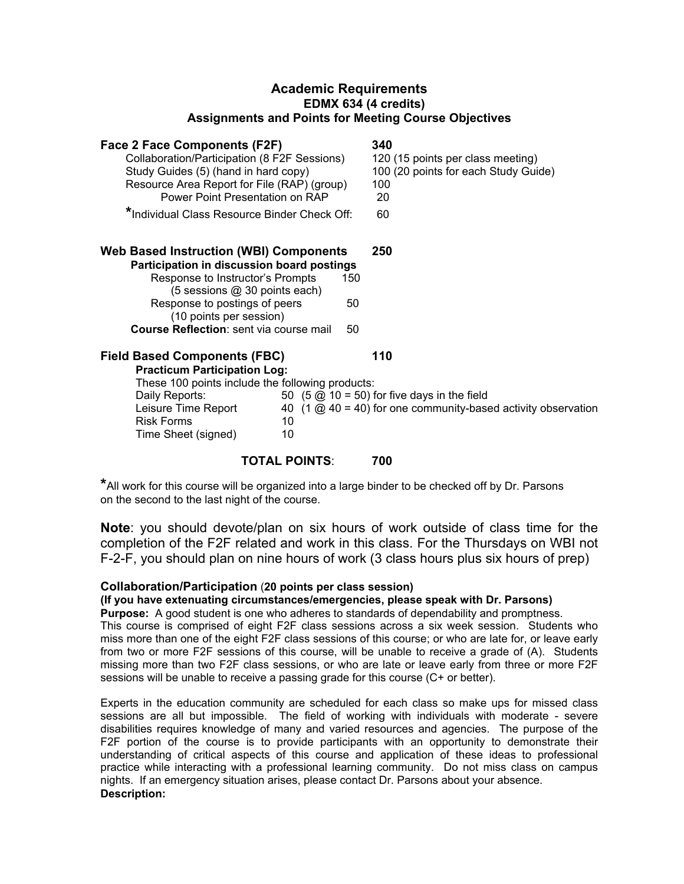## Academic Requirements
### EDMX 634 (4 credits)
### Assignments and Points for Meeting Course Objectives

| Component | Points | Details |
|---|---|---|
| **Face 2 Face Components (F2F)** | **340** | |
| Collaboration/Participation (8 F2F Sessions) | 120 | (15 points per class meeting) |
| Study Guides (5) (hand in hard copy) | 100 | (20 points for each Study Guide) |
| Resource Area Report for File (RAP) (group) | 100 | |
| Power Point Presentation on RAP | 20 | |
| *Individual Class Resource Binder Check Off: | 60 | |
| **Web Based Instruction (WBI) Components** | **250** | |
| **Participation in discussion board postings** | | |
| Response to Instructor's Prompts (5 sessions @ 30 points each) | 150 | |
| Response to postings of peers (10 points per session) | 50 | |
| **Course Reflection**: sent via course mail | 50 | |
| **Field Based Components (FBC)** | **110** | |
| **Practicum Participation Log:** These 100 points include the following products: | | |
| Daily Reports: | 50 | (5 @ 10 = 50) for five days in the field |
| Leisure Time Report | 40 | (1 @ 40 = 40) for one community-based activity observation |
| Risk Forms | 10 | |
| Time Sheet (signed) | 10 | |
| **TOTAL POINTS**: | **700** | |

*All work for this course will be organized into a large binder to be checked off by Dr. Parsons on the second to the last night of the course.

**Note**: you should devote/plan on six hours of work outside of class time for the completion of the F2F related and work in this class. For the Thursdays on WBI not F-2-F, you should plan on nine hours of work (3 class hours plus six hours of prep)

**Collaboration/Participation** (**20 points per class session)**
**(If you have extenuating circumstances/emergencies, please speak with Dr. Parsons)**

**Purpose:** A good student is one who adheres to standards of dependability and promptness. This course is comprised of eight F2F class sessions across a six week session. Students who miss more than one of the eight F2F class sessions of this course; or who are late for, or leave early from two or more F2F sessions of this course, will be unable to receive a grade of (A). Students missing more than two F2F class sessions, or who are late or leave early from three or more F2F sessions will be unable to receive a passing grade for this course (C+ or better).

Experts in the education community are scheduled for each class so make ups for missed class sessions are all but impossible. The field of working with individuals with moderate - severe disabilities requires knowledge of many and varied resources and agencies. The purpose of the F2F portion of the course is to provide participants with an opportunity to demonstrate their understanding of critical aspects of this course and application of these ideas to professional practice while interacting with a professional learning community. Do not miss class on campus nights. If an emergency situation arises, please contact Dr. Parsons about your absence.

**Description:**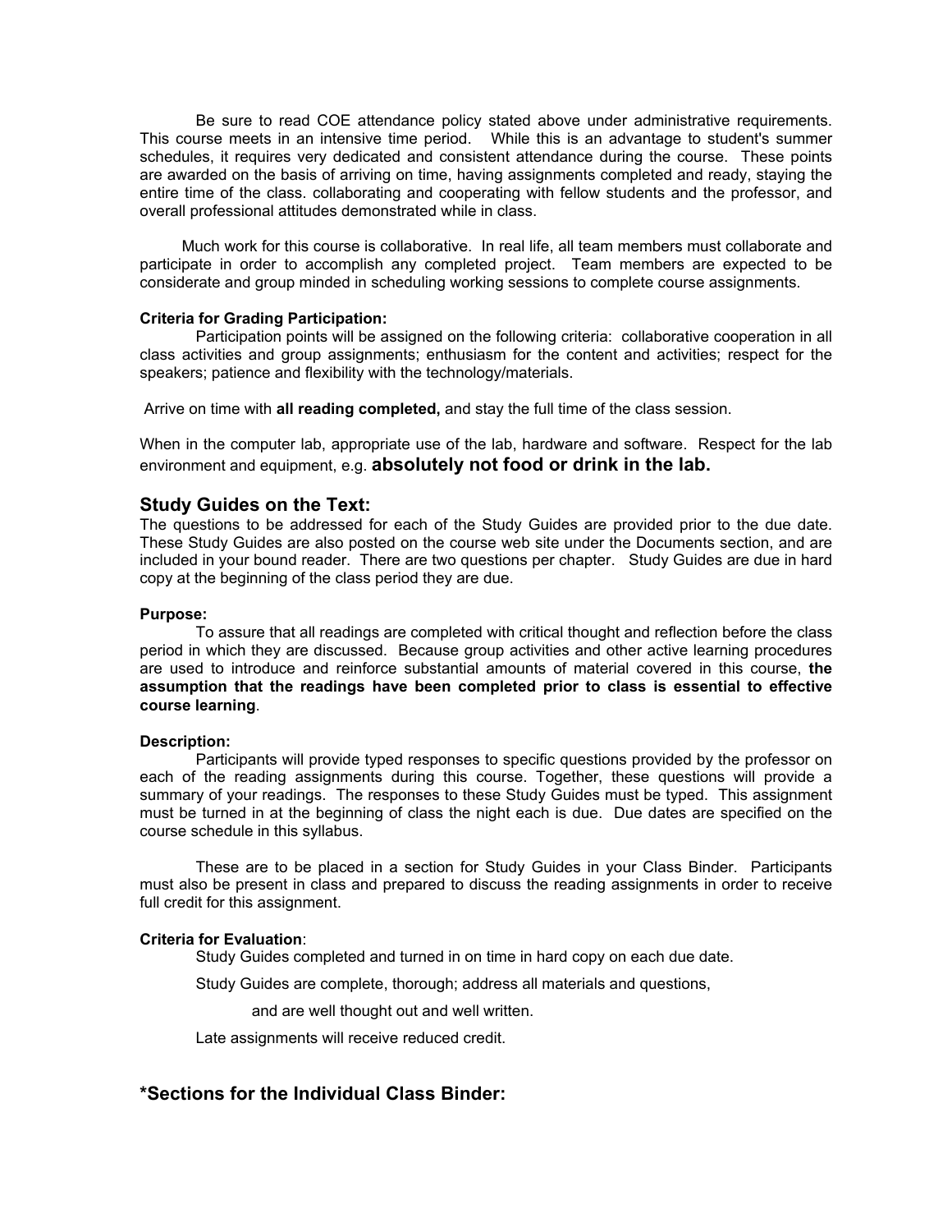Be sure to read COE attendance policy stated above under administrative requirements. This course meets in an intensive time period. While this is an advantage to student's summer schedules, it requires very dedicated and consistent attendance during the course. These points are awarded on the basis of arriving on time, having assignments completed and ready, staying the entire time of the class. collaborating and cooperating with fellow students and the professor, and overall professional attitudes demonstrated while in class.

Much work for this course is collaborative. In real life, all team members must collaborate and participate in order to accomplish any completed project. Team members are expected to be considerate and group minded in scheduling working sessions to complete course assignments.

**Criteria for Grading Participation:**

Participation points will be assigned on the following criteria: collaborative cooperation in all class activities and group assignments; enthusiasm for the content and activities; respect for the speakers; patience and flexibility with the technology/materials.

Arrive on time with **all reading completed,** and stay the full time of the class session.

When in the computer lab, appropriate use of the lab, hardware and software. Respect for the lab environment and equipment, e.g. **absolutely not food or drink in the lab.**

## Study Guides on the Text:

The questions to be addressed for each of the Study Guides are provided prior to the due date. These Study Guides are also posted on the course web site under the Documents section, and are included in your bound reader. There are two questions per chapter. Study Guides are due in hard copy at the beginning of the class period they are due.

**Purpose:**

To assure that all readings are completed with critical thought and reflection before the class period in which they are discussed. Because group activities and other active learning procedures are used to introduce and reinforce substantial amounts of material covered in this course, **the assumption that the readings have been completed prior to class is essential to effective course learning**.

**Description:**

Participants will provide typed responses to specific questions provided by the professor on each of the reading assignments during this course. Together, these questions will provide a summary of your readings. The responses to these Study Guides must be typed. This assignment must be turned in at the beginning of class the night each is due. Due dates are specified on the course schedule in this syllabus.

These are to be placed in a section for Study Guides in your Class Binder. Participants must also be present in class and prepared to discuss the reading assignments in order to receive full credit for this assignment.

**Criteria for Evaluation**:

Study Guides completed and turned in on time in hard copy on each due date.

Study Guides are complete, thorough; address all materials and questions,

and are well thought out and well written.

Late assignments will receive reduced credit.

## *Sections for the Individual Class Binder: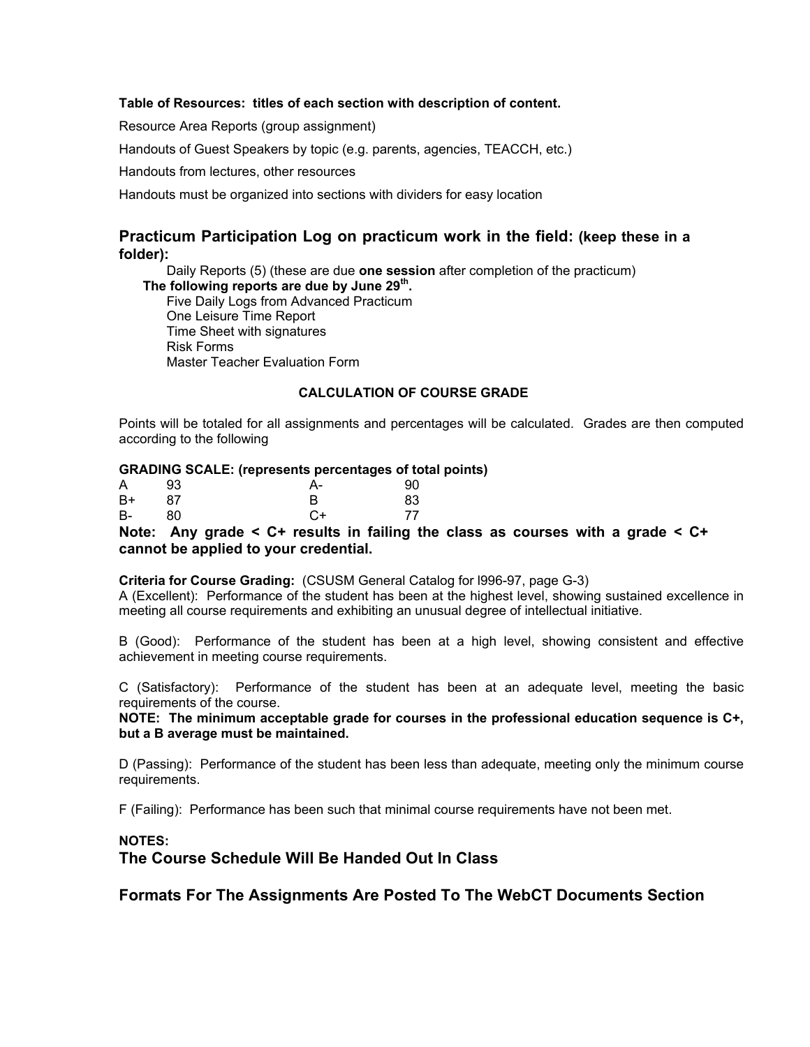**Table of Resources: titles of each section with description of content.**

Resource Area Reports (group assignment)

Handouts of Guest Speakers by topic (e.g. parents, agencies, TEACCH, etc.)

Handouts from lectures, other resources

Handouts must be organized into sections with dividers for easy location

## Practicum Participation Log on practicum work in the field: (keep these in a folder):

Daily Reports (5) (these are due **one session** after completion of the practicum)

**The following reports are due by June 29th.**

- Five Daily Logs from Advanced Practicum
- One Leisure Time Report
- Time Sheet with signatures
- Risk Forms
- Master Teacher Evaluation Form

### CALCULATION OF COURSE GRADE

Points will be totaled for all assignments and percentages will be calculated. Grades are then computed according to the following

**GRADING SCALE: (represents percentages of total points)**

| | | | |
|---|---|---|---|
| A | 93 | A- | 90 |
| B+ | 87 | B | 83 |
| B- | 80 | C+ | 77 |

**Note: Any grade < C+ results in failing the class as courses with a grade < C+ cannot be applied to your credential.**

**Criteria for Course Grading:** (CSUSM General Catalog for l996-97, page G-3)

A (Excellent): Performance of the student has been at the highest level, showing sustained excellence in meeting all course requirements and exhibiting an unusual degree of intellectual initiative.

B (Good): Performance of the student has been at a high level, showing consistent and effective achievement in meeting course requirements.

C (Satisfactory): Performance of the student has been at an adequate level, meeting the basic requirements of the course.

**NOTE: The minimum acceptable grade for courses in the professional education sequence is C+, but a B average must be maintained.**

D (Passing): Performance of the student has been less than adequate, meeting only the minimum course requirements.

F (Failing): Performance has been such that minimal course requirements have not been met.

**NOTES:**

## The Course Schedule Will Be Handed Out In Class

## Formats For The Assignments Are Posted To The WebCT Documents Section